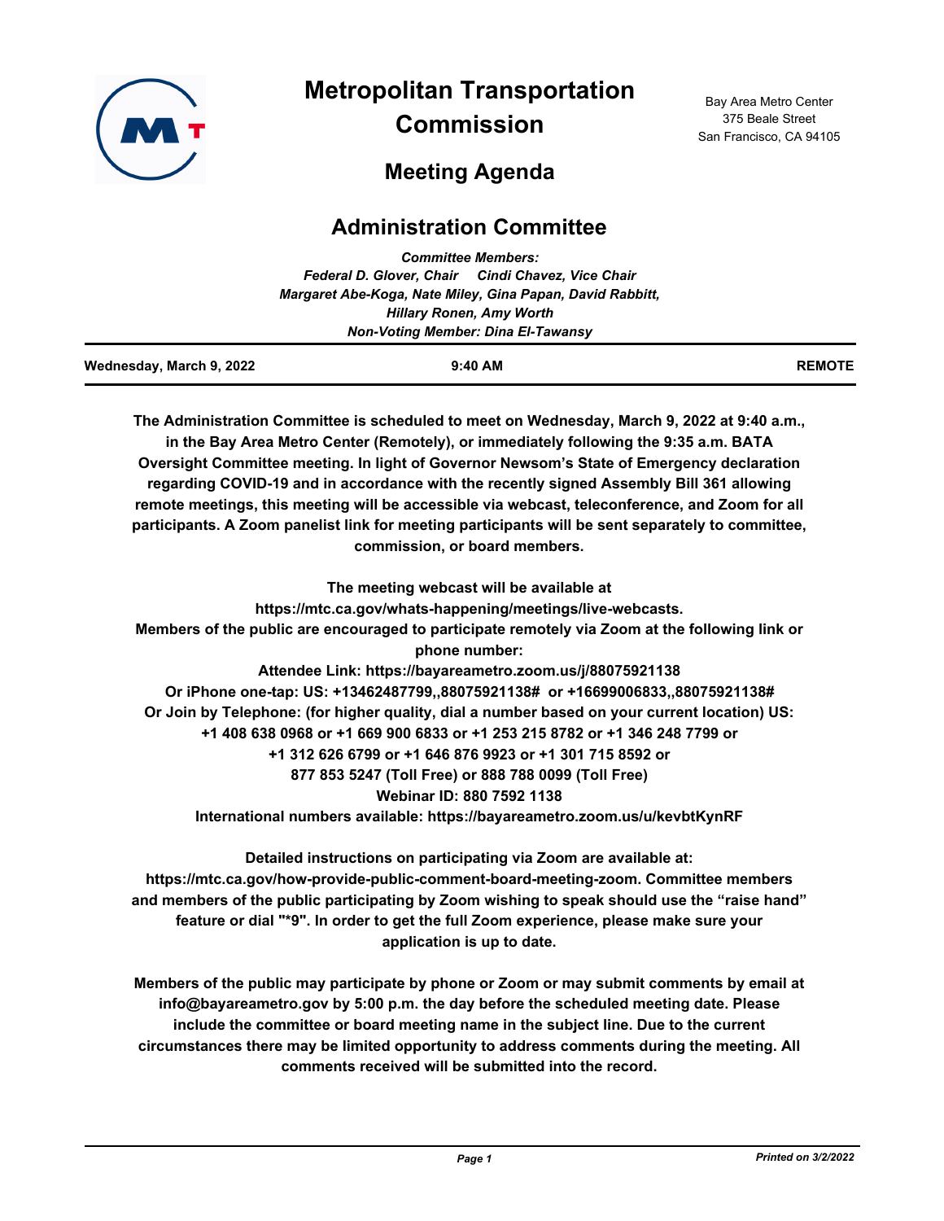# Metropolitan Transportation Commission

Bay Area Metro Center
375 Beale Street
San Francisco, CA 94105

## Meeting Agenda

## Administration Committee

*Committee Members:*
*Federal D. Glover, Chair  Cindi Chavez, Vice Chair*
*Margaret Abe-Koga, Nate Miley, Gina Papan, David Rabbitt,*
*Hillary Ronen, Amy Worth*
*Non-Voting Member: Dina El-Tawansy*

**Wednesday, March 9, 2022** **9:40 AM** **REMOTE**

**The Administration Committee is scheduled to meet on Wednesday, March 9, 2022 at 9:40 a.m., in the Bay Area Metro Center (Remotely), or immediately following the 9:35 a.m. BATA Oversight Committee meeting. In light of Governor Newsom's State of Emergency declaration regarding COVID-19 and in accordance with the recently signed Assembly Bill 361 allowing remote meetings, this meeting will be accessible via webcast, teleconference, and Zoom for all participants. A Zoom panelist link for meeting participants will be sent separately to committee, commission, or board members.**

**The meeting webcast will be available at https://mtc.ca.gov/whats-happening/meetings/live-webcasts.**
**Members of the public are encouraged to participate remotely via Zoom at the following link or phone number:**
**Attendee Link: https://bayareametro.zoom.us/j/88075921138**
**Or iPhone one-tap: US: +13462487799,,88075921138# or +16699006833,,88075921138#**
**Or Join by Telephone: (for higher quality, dial a number based on your current location) US:**
**+1 408 638 0968 or +1 669 900 6833 or +1 253 215 8782 or +1 346 248 7799 or**
**+1 312 626 6799 or +1 646 876 9923 or +1 301 715 8592 or**
**877 853 5247 (Toll Free) or 888 788 0099 (Toll Free)**
**Webinar ID: 880 7592 1138**
**International numbers available: https://bayareametro.zoom.us/u/kevbtKynRF**

**Detailed instructions on participating via Zoom are available at: https://mtc.ca.gov/how-provide-public-comment-board-meeting-zoom. Committee members and members of the public participating by Zoom wishing to speak should use the "raise hand" feature or dial "*9". In order to get the full Zoom experience, please make sure your application is up to date.**

**Members of the public may participate by phone or Zoom or may submit comments by email at info@bayareametro.gov by 5:00 p.m. the day before the scheduled meeting date. Please include the committee or board meeting name in the subject line. Due to the current circumstances there may be limited opportunity to address comments during the meeting. All comments received will be submitted into the record.**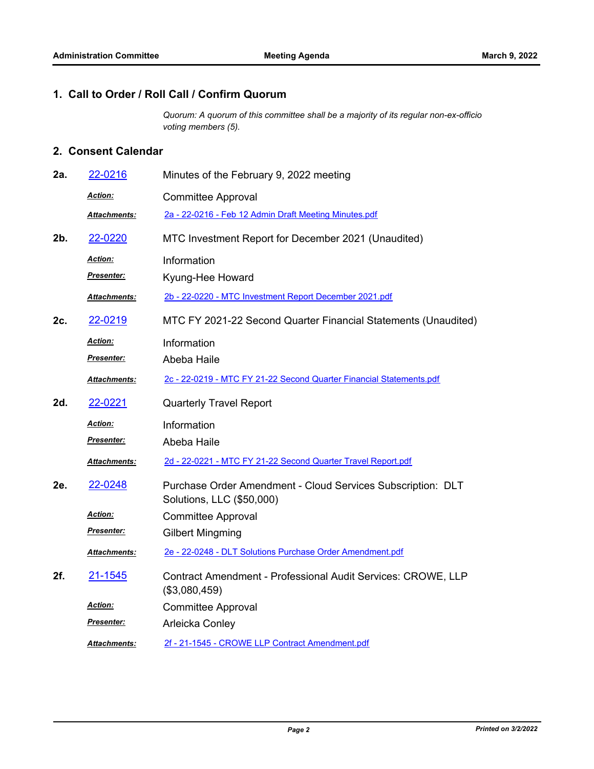## 1. Call to Order / Roll Call / Confirm Quorum

*Quorum: A quorum of this committee shall be a majority of its regular non-ex-officio voting members (5).*

## 2. Consent Calendar

**2a.** 22-0216 — Minutes of the February 9, 2022 meeting

- ***Action:*** Committee Approval
- ***Attachments:*** 2a - 22-0216 - Feb 12 Admin Draft Meeting Minutes.pdf

**2b.** 22-0220 — MTC Investment Report for December 2021 (Unaudited)

- ***Action:*** Information
- ***Presenter:*** Kyung-Hee Howard
- ***Attachments:*** 2b - 22-0220 - MTC Investment Report December 2021.pdf

**2c.** 22-0219 — MTC FY 2021-22 Second Quarter Financial Statements (Unaudited)

- ***Action:*** Information
- ***Presenter:*** Abeba Haile
- ***Attachments:*** 2c - 22-0219 - MTC FY 21-22 Second Quarter Financial Statements.pdf

**2d.** 22-0221 — Quarterly Travel Report

- ***Action:*** Information
- ***Presenter:*** Abeba Haile
- ***Attachments:*** 2d - 22-0221 - MTC FY 21-22 Second Quarter Travel Report.pdf

**2e.** 22-0248 — Purchase Order Amendment - Cloud Services Subscription: DLT Solutions, LLC ($50,000)

- ***Action:*** Committee Approval
- ***Presenter:*** Gilbert Mingming
- ***Attachments:*** 2e - 22-0248 - DLT Solutions Purchase Order Amendment.pdf

**2f.** 21-1545 — Contract Amendment - Professional Audit Services: CROWE, LLP ($3,080,459)

- ***Action:*** Committee Approval
- ***Presenter:*** Arleicka Conley
- ***Attachments:*** 2f - 21-1545 - CROWE LLP Contract Amendment.pdf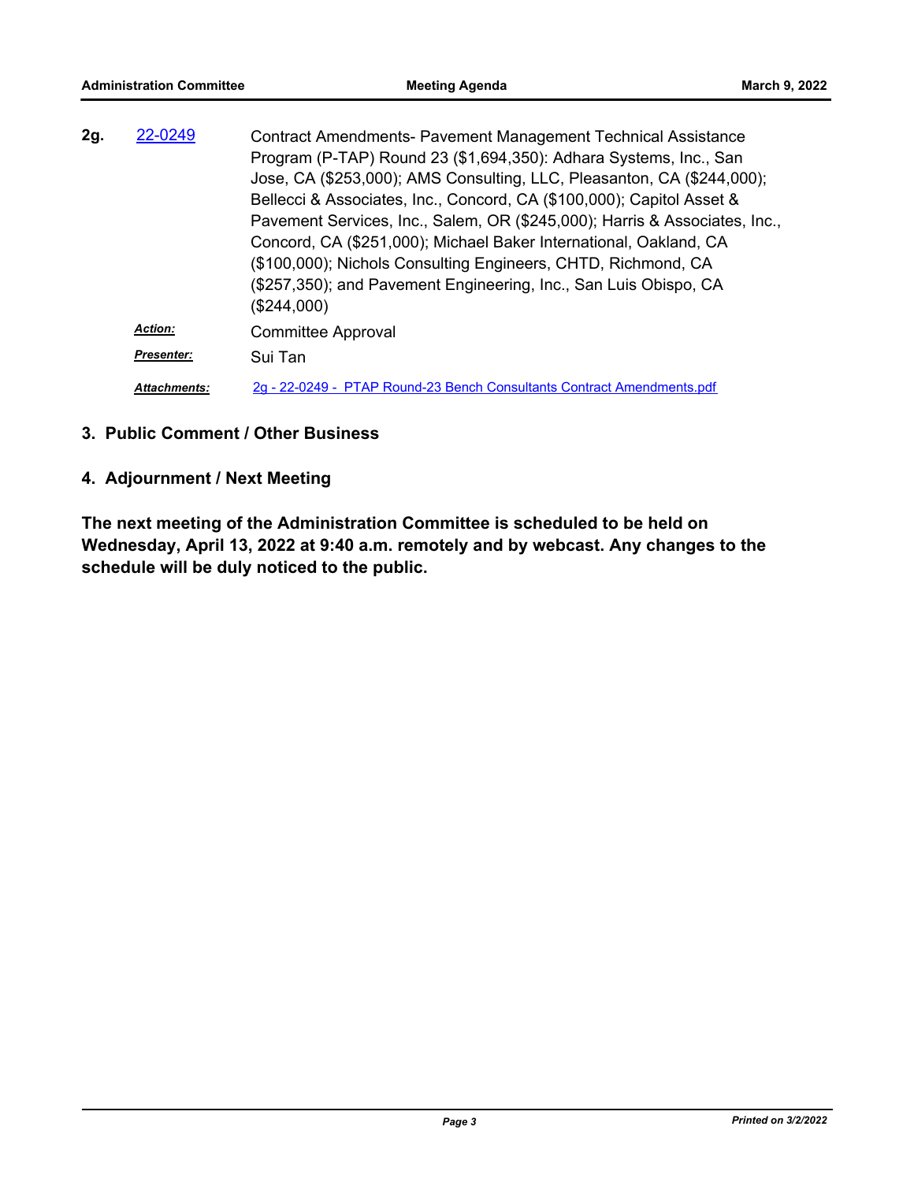**2g.** [22-0249]

Contract Amendments- Pavement Management Technical Assistance Program (P-TAP) Round 23 ($1,694,350): Adhara Systems, Inc., San Jose, CA ($253,000); AMS Consulting, LLC, Pleasanton, CA ($244,000); Bellecci & Associates, Inc., Concord, CA ($100,000); Capitol Asset & Pavement Services, Inc., Salem, OR ($245,000); Harris & Associates, Inc., Concord, CA ($251,000); Michael Baker International, Oakland, CA ($100,000); Nichols Consulting Engineers, CHTD, Richmond, CA ($257,350); and Pavement Engineering, Inc., San Luis Obispo, CA ($244,000)

***Action:*** Committee Approval

***Presenter:*** Sui Tan

***Attachments:*** 2g - 22-0249 - PTAP Round-23 Bench Consultants Contract Amendments.pdf

## 3. Public Comment / Other Business

## 4. Adjournment / Next Meeting

**The next meeting of the Administration Committee is scheduled to be held on Wednesday, April 13, 2022 at 9:40 a.m. remotely and by webcast. Any changes to the schedule will be duly noticed to the public.**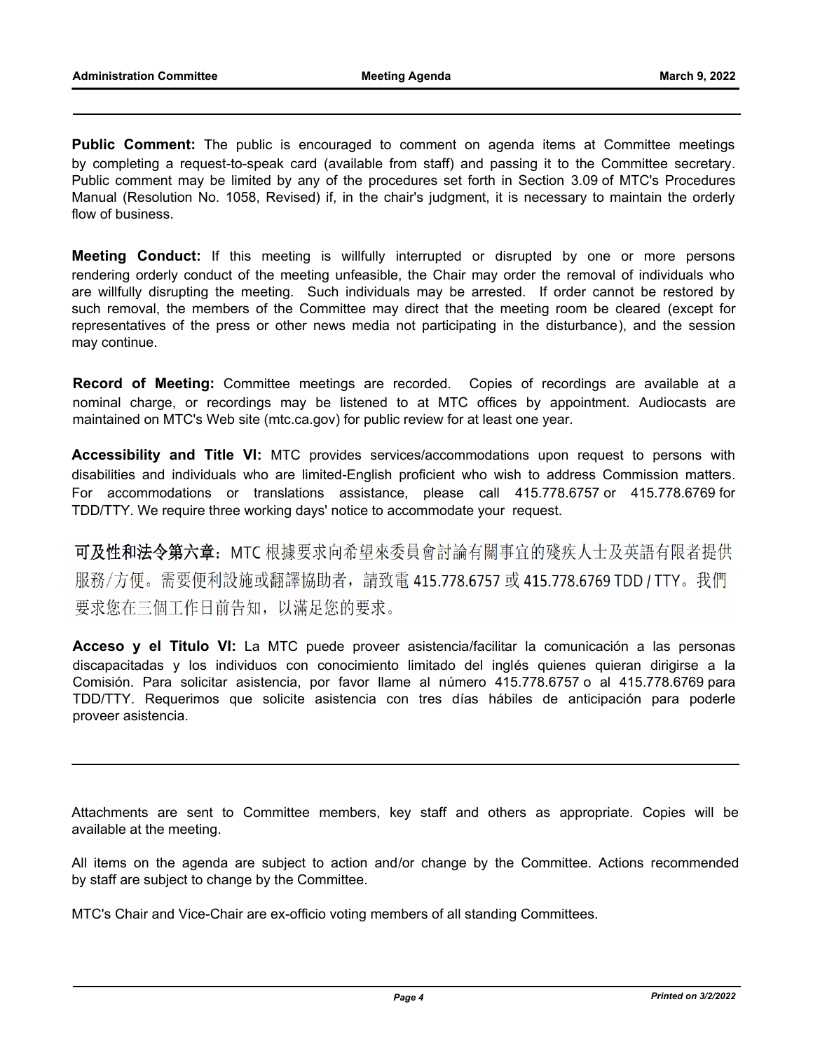**Public Comment:** The public is encouraged to comment on agenda items at Committee meetings by completing a request-to-speak card (available from staff) and passing it to the Committee secretary. Public comment may be limited by any of the procedures set forth in Section 3.09 of MTC's Procedures Manual (Resolution No. 1058, Revised) if, in the chair's judgment, it is necessary to maintain the orderly flow of business.

**Meeting Conduct:** If this meeting is willfully interrupted or disrupted by one or more persons rendering orderly conduct of the meeting unfeasible, the Chair may order the removal of individuals who are willfully disrupting the meeting. Such individuals may be arrested. If order cannot be restored by such removal, the members of the Committee may direct that the meeting room be cleared (except for representatives of the press or other news media not participating in the disturbance), and the session may continue.

**Record of Meeting:** Committee meetings are recorded. Copies of recordings are available at a nominal charge, or recordings may be listened to at MTC offices by appointment. Audiocasts are maintained on MTC's Web site (mtc.ca.gov) for public review for at least one year.

**Accessibility and Title VI:** MTC provides services/accommodations upon request to persons with disabilities and individuals who are limited-English proficient who wish to address Commission matters. For accommodations or translations assistance, please call 415.778.6757 or 415.778.6769 for TDD/TTY. We require three working days' notice to accommodate your request.

**可及性和法令第六章**：MTC 根據要求向希望來委員會討論有關事宜的殘疾人士及英語有限者提供服務/方便。需要便利設施或翻譯協助者，請致電 415.778.6757 或 415.778.6769 TDD / TTY。我們要求您在三個工作日前告知，以滿足您的要求。

**Acceso y el Titulo VI:** La MTC puede proveer asistencia/facilitar la comunicación a las personas discapacitadas y los individuos con conocimiento limitado del inglés quienes quieran dirigirse a la Comisión. Para solicitar asistencia, por favor llame al número 415.778.6757 o al 415.778.6769 para TDD/TTY. Requerimos que solicite asistencia con tres días hábiles de anticipación para poderle proveer asistencia.

---

Attachments are sent to Committee members, key staff and others as appropriate. Copies will be available at the meeting.

All items on the agenda are subject to action and/or change by the Committee. Actions recommended by staff are subject to change by the Committee.

MTC's Chair and Vice-Chair are ex-officio voting members of all standing Committees.